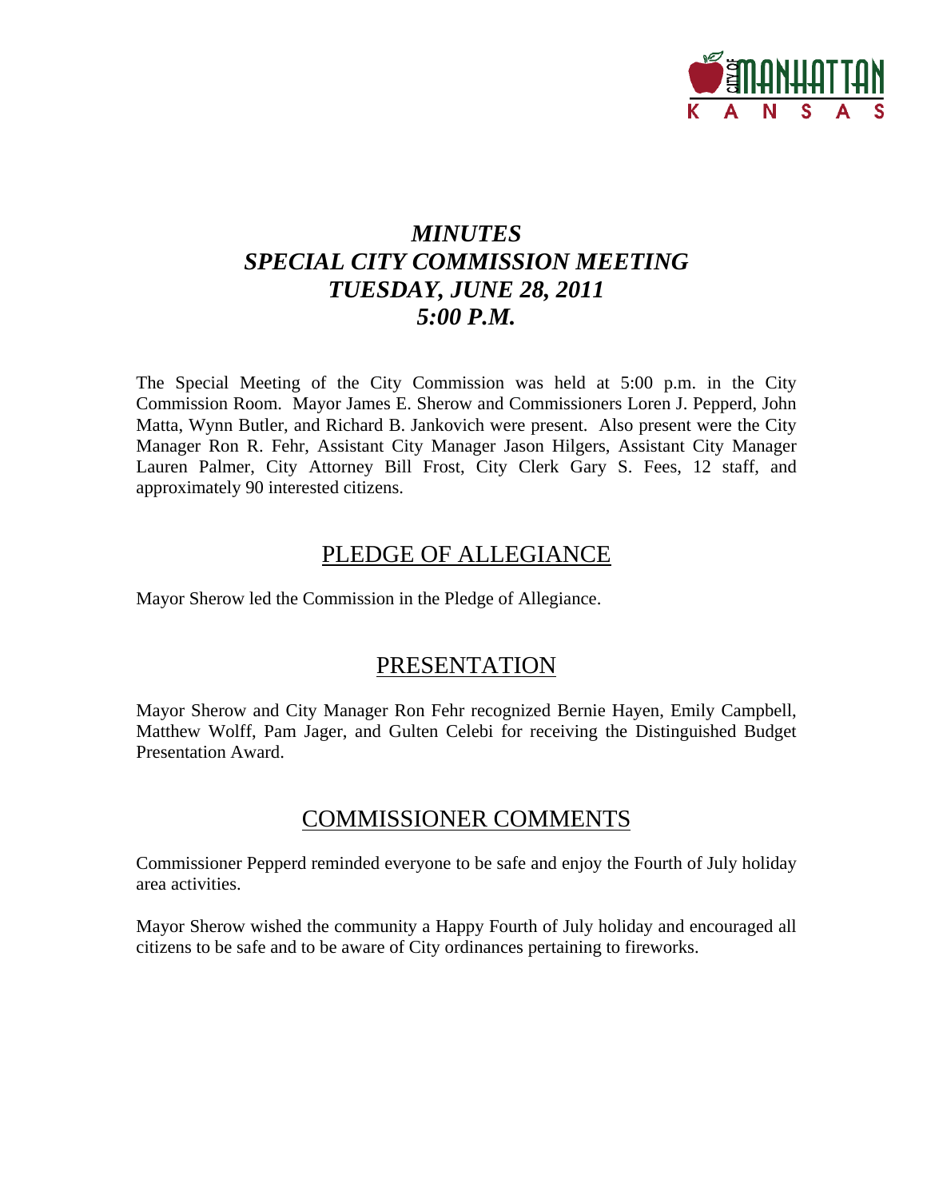# *MINUTES*
# *SPECIAL CITY COMMISSION MEETING*
# *TUESDAY, JUNE 28, 2011*
# *5:00 P.M.*

The Special Meeting of the City Commission was held at 5:00 p.m. in the City Commission Room. Mayor James E. Sherow and Commissioners Loren J. Pepperd, John Matta, Wynn Butler, and Richard B. Jankovich were present. Also present were the City Manager Ron R. Fehr, Assistant City Manager Jason Hilgers, Assistant City Manager Lauren Palmer, City Attorney Bill Frost, City Clerk Gary S. Fees, 12 staff, and approximately 90 interested citizens.

## PLEDGE OF ALLEGIANCE

Mayor Sherow led the Commission in the Pledge of Allegiance.

## PRESENTATION

Mayor Sherow and City Manager Ron Fehr recognized Bernie Hayen, Emily Campbell, Matthew Wolff, Pam Jager, and Gulten Celebi for receiving the Distinguished Budget Presentation Award.

## COMMISSIONER COMMENTS

Commissioner Pepperd reminded everyone to be safe and enjoy the Fourth of July holiday area activities.

Mayor Sherow wished the community a Happy Fourth of July holiday and encouraged all citizens to be safe and to be aware of City ordinances pertaining to fireworks.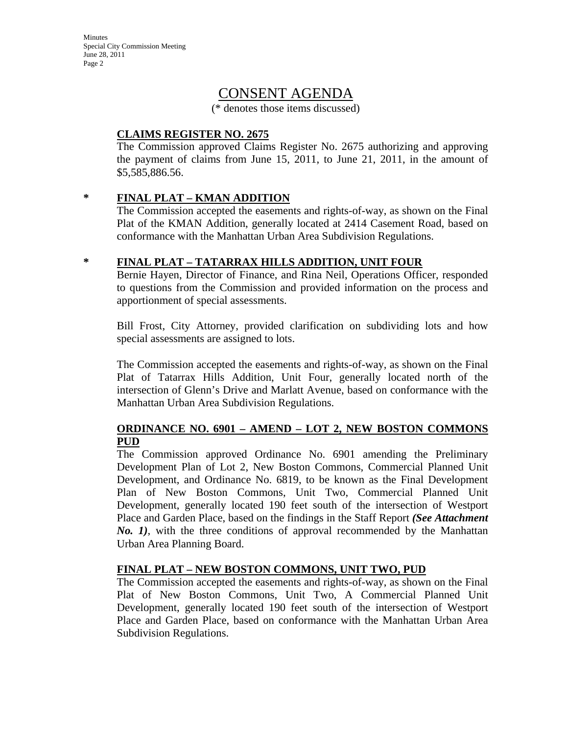# CONSENT AGENDA

(* denotes those items discussed)

**CLAIMS REGISTER NO. 2675**

The Commission approved Claims Register No. 2675 authorizing and approving the payment of claims from June 15, 2011, to June 21, 2011, in the amount of $5,585,886.56.

\* **FINAL PLAT – KMAN ADDITION**

The Commission accepted the easements and rights-of-way, as shown on the Final Plat of the KMAN Addition, generally located at 2414 Casement Road, based on conformance with the Manhattan Urban Area Subdivision Regulations.

\* **FINAL PLAT – TATARRAX HILLS ADDITION, UNIT FOUR**

Bernie Hayen, Director of Finance, and Rina Neil, Operations Officer, responded to questions from the Commission and provided information on the process and apportionment of special assessments.

Bill Frost, City Attorney, provided clarification on subdividing lots and how special assessments are assigned to lots.

The Commission accepted the easements and rights-of-way, as shown on the Final Plat of Tatarrax Hills Addition, Unit Four, generally located north of the intersection of Glenn's Drive and Marlatt Avenue, based on conformance with the Manhattan Urban Area Subdivision Regulations.

**ORDINANCE NO. 6901 – AMEND – LOT 2, NEW BOSTON COMMONS PUD**

The Commission approved Ordinance No. 6901 amending the Preliminary Development Plan of Lot 2, New Boston Commons, Commercial Planned Unit Development, and Ordinance No. 6819, to be known as the Final Development Plan of New Boston Commons, Unit Two, Commercial Planned Unit Development, generally located 190 feet south of the intersection of Westport Place and Garden Place, based on the findings in the Staff Report ***(See Attachment No. 1)***, with the three conditions of approval recommended by the Manhattan Urban Area Planning Board.

**FINAL PLAT – NEW BOSTON COMMONS, UNIT TWO, PUD**

The Commission accepted the easements and rights-of-way, as shown on the Final Plat of New Boston Commons, Unit Two, A Commercial Planned Unit Development, generally located 190 feet south of the intersection of Westport Place and Garden Place, based on conformance with the Manhattan Urban Area Subdivision Regulations.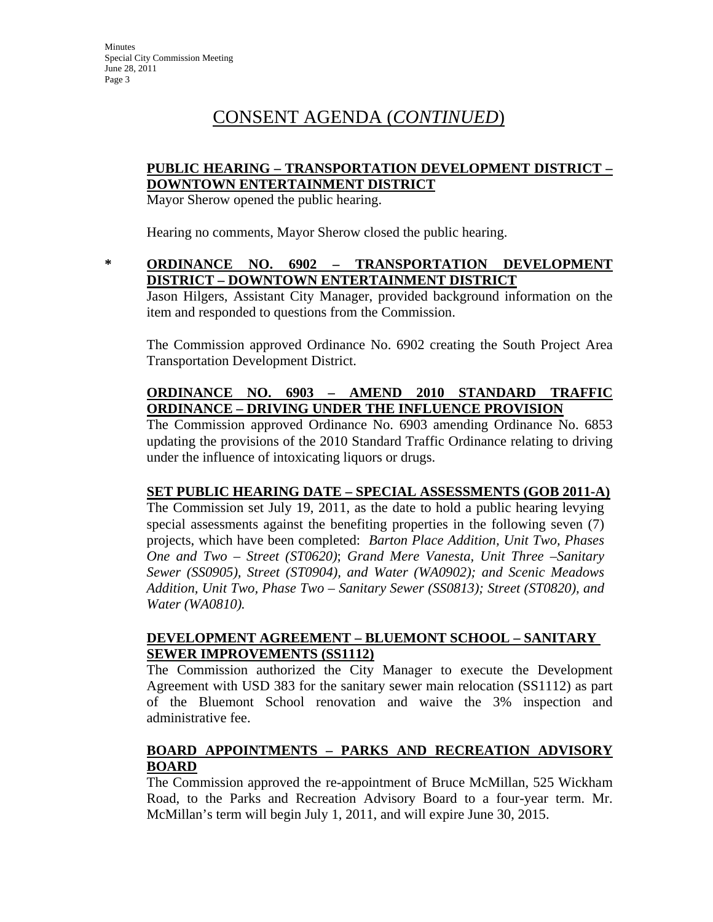# CONSENT AGENDA (*CONTINUED*)

**PUBLIC HEARING – TRANSPORTATION DEVELOPMENT DISTRICT – DOWNTOWN ENTERTAINMENT DISTRICT**

Mayor Sherow opened the public hearing.

Hearing no comments, Mayor Sherow closed the public hearing.

\* **ORDINANCE NO. 6902 – TRANSPORTATION DEVELOPMENT DISTRICT – DOWNTOWN ENTERTAINMENT DISTRICT**

Jason Hilgers, Assistant City Manager, provided background information on the item and responded to questions from the Commission.

The Commission approved Ordinance No. 6902 creating the South Project Area Transportation Development District.

**ORDINANCE NO. 6903 – AMEND 2010 STANDARD TRAFFIC ORDINANCE – DRIVING UNDER THE INFLUENCE PROVISION**

The Commission approved Ordinance No. 6903 amending Ordinance No. 6853 updating the provisions of the 2010 Standard Traffic Ordinance relating to driving under the influence of intoxicating liquors or drugs.

**SET PUBLIC HEARING DATE – SPECIAL ASSESSMENTS (GOB 2011-A)**

The Commission set July 19, 2011, as the date to hold a public hearing levying special assessments against the benefiting properties in the following seven (7) projects, which have been completed: *Barton Place Addition, Unit Two, Phases One and Two – Street (ST0620)*; *Grand Mere Vanesta, Unit Three –Sanitary Sewer (SS0905), Street (ST0904), and Water (WA0902); and Scenic Meadows Addition, Unit Two, Phase Two – Sanitary Sewer (SS0813); Street (ST0820), and Water (WA0810).*

**DEVELOPMENT AGREEMENT – BLUEMONT SCHOOL – SANITARY SEWER IMPROVEMENTS (SS1112)**

The Commission authorized the City Manager to execute the Development Agreement with USD 383 for the sanitary sewer main relocation (SS1112) as part of the Bluemont School renovation and waive the 3% inspection and administrative fee.

**BOARD APPOINTMENTS – PARKS AND RECREATION ADVISORY BOARD**

The Commission approved the re-appointment of Bruce McMillan, 525 Wickham Road, to the Parks and Recreation Advisory Board to a four-year term. Mr. McMillan's term will begin July 1, 2011, and will expire June 30, 2015.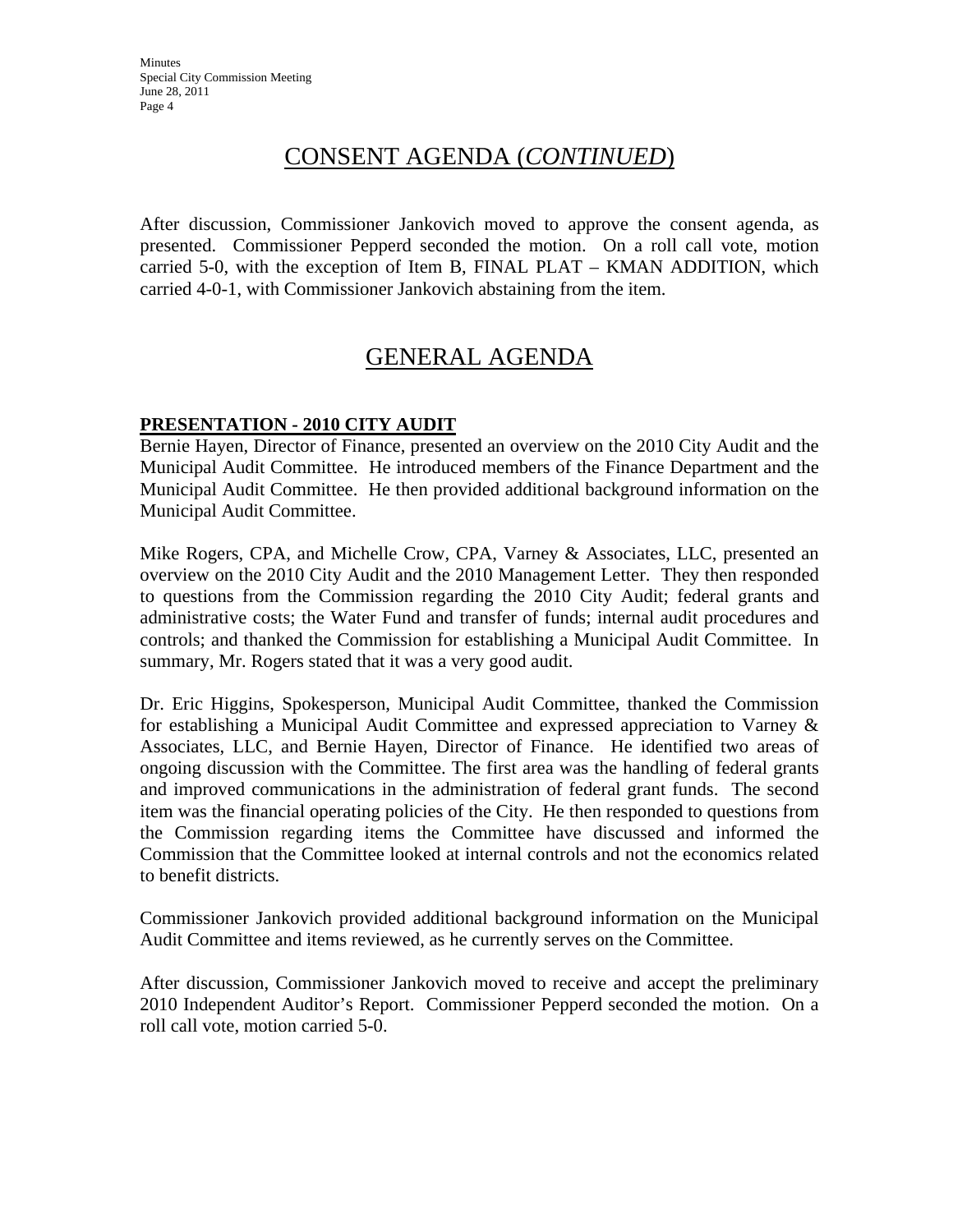## CONSENT AGENDA (*CONTINUED*)

After discussion, Commissioner Jankovich moved to approve the consent agenda, as presented. Commissioner Pepperd seconded the motion. On a roll call vote, motion carried 5-0, with the exception of Item B, FINAL PLAT – KMAN ADDITION, which carried 4-0-1, with Commissioner Jankovich abstaining from the item.

## GENERAL AGENDA

**PRESENTATION - 2010 CITY AUDIT**

Bernie Hayen, Director of Finance, presented an overview on the 2010 City Audit and the Municipal Audit Committee. He introduced members of the Finance Department and the Municipal Audit Committee. He then provided additional background information on the Municipal Audit Committee.

Mike Rogers, CPA, and Michelle Crow, CPA, Varney & Associates, LLC, presented an overview on the 2010 City Audit and the 2010 Management Letter. They then responded to questions from the Commission regarding the 2010 City Audit; federal grants and administrative costs; the Water Fund and transfer of funds; internal audit procedures and controls; and thanked the Commission for establishing a Municipal Audit Committee. In summary, Mr. Rogers stated that it was a very good audit.

Dr. Eric Higgins, Spokesperson, Municipal Audit Committee, thanked the Commission for establishing a Municipal Audit Committee and expressed appreciation to Varney & Associates, LLC, and Bernie Hayen, Director of Finance. He identified two areas of ongoing discussion with the Committee. The first area was the handling of federal grants and improved communications in the administration of federal grant funds. The second item was the financial operating policies of the City. He then responded to questions from the Commission regarding items the Committee have discussed and informed the Commission that the Committee looked at internal controls and not the economics related to benefit districts.

Commissioner Jankovich provided additional background information on the Municipal Audit Committee and items reviewed, as he currently serves on the Committee.

After discussion, Commissioner Jankovich moved to receive and accept the preliminary 2010 Independent Auditor's Report. Commissioner Pepperd seconded the motion. On a roll call vote, motion carried 5-0.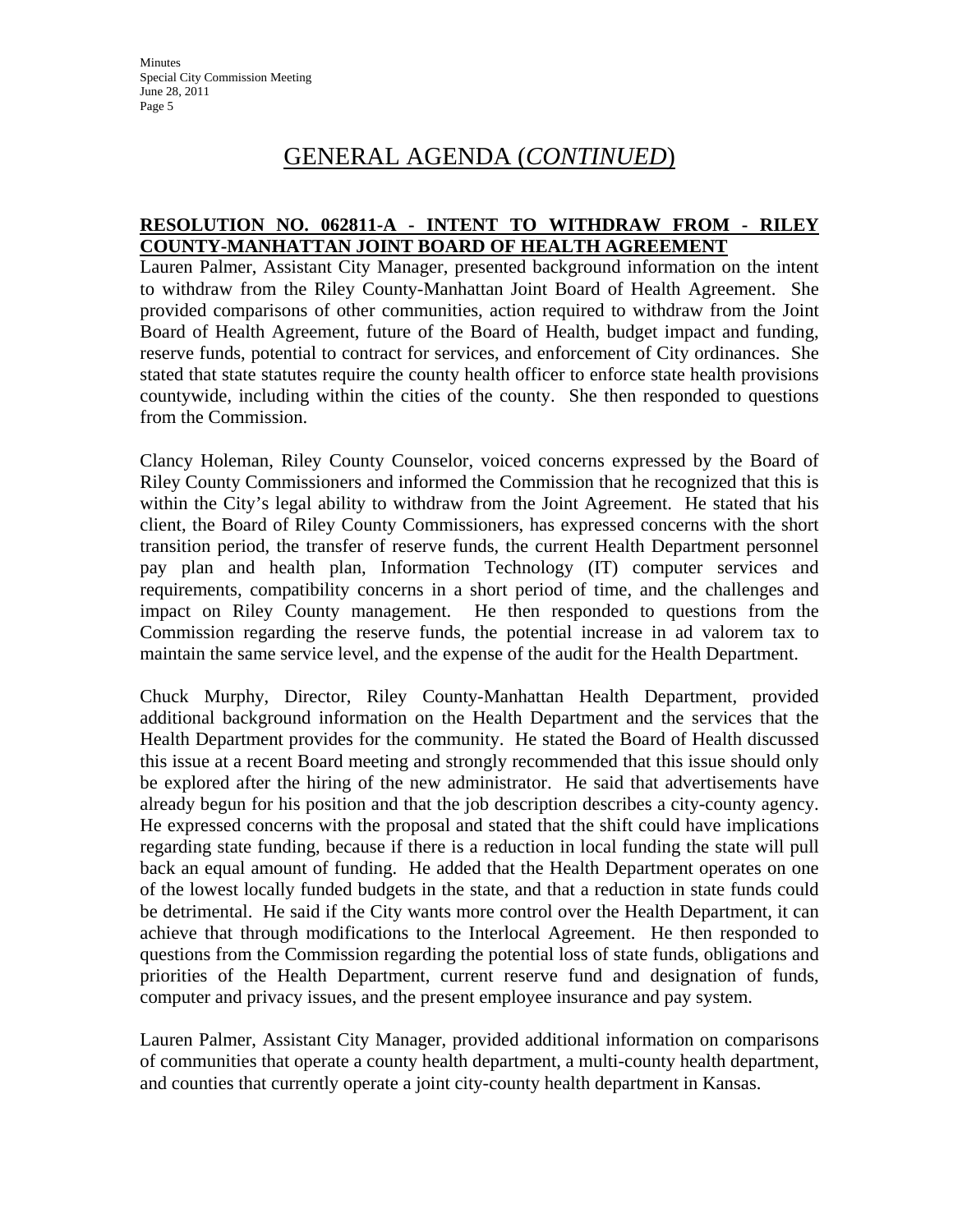# GENERAL AGENDA (*CONTINUED*)

## RESOLUTION NO. 062811-A - INTENT TO WITHDRAW FROM - RILEY COUNTY-MANHATTAN JOINT BOARD OF HEALTH AGREEMENT

Lauren Palmer, Assistant City Manager, presented background information on the intent to withdraw from the Riley County-Manhattan Joint Board of Health Agreement. She provided comparisons of other communities, action required to withdraw from the Joint Board of Health Agreement, future of the Board of Health, budget impact and funding, reserve funds, potential to contract for services, and enforcement of City ordinances. She stated that state statutes require the county health officer to enforce state health provisions countywide, including within the cities of the county. She then responded to questions from the Commission.

Clancy Holeman, Riley County Counselor, voiced concerns expressed by the Board of Riley County Commissioners and informed the Commission that he recognized that this is within the City's legal ability to withdraw from the Joint Agreement. He stated that his client, the Board of Riley County Commissioners, has expressed concerns with the short transition period, the transfer of reserve funds, the current Health Department personnel pay plan and health plan, Information Technology (IT) computer services and requirements, compatibility concerns in a short period of time, and the challenges and impact on Riley County management. He then responded to questions from the Commission regarding the reserve funds, the potential increase in ad valorem tax to maintain the same service level, and the expense of the audit for the Health Department.

Chuck Murphy, Director, Riley County-Manhattan Health Department, provided additional background information on the Health Department and the services that the Health Department provides for the community. He stated the Board of Health discussed this issue at a recent Board meeting and strongly recommended that this issue should only be explored after the hiring of the new administrator. He said that advertisements have already begun for his position and that the job description describes a city-county agency. He expressed concerns with the proposal and stated that the shift could have implications regarding state funding, because if there is a reduction in local funding the state will pull back an equal amount of funding. He added that the Health Department operates on one of the lowest locally funded budgets in the state, and that a reduction in state funds could be detrimental. He said if the City wants more control over the Health Department, it can achieve that through modifications to the Interlocal Agreement. He then responded to questions from the Commission regarding the potential loss of state funds, obligations and priorities of the Health Department, current reserve fund and designation of funds, computer and privacy issues, and the present employee insurance and pay system.

Lauren Palmer, Assistant City Manager, provided additional information on comparisons of communities that operate a county health department, a multi-county health department, and counties that currently operate a joint city-county health department in Kansas.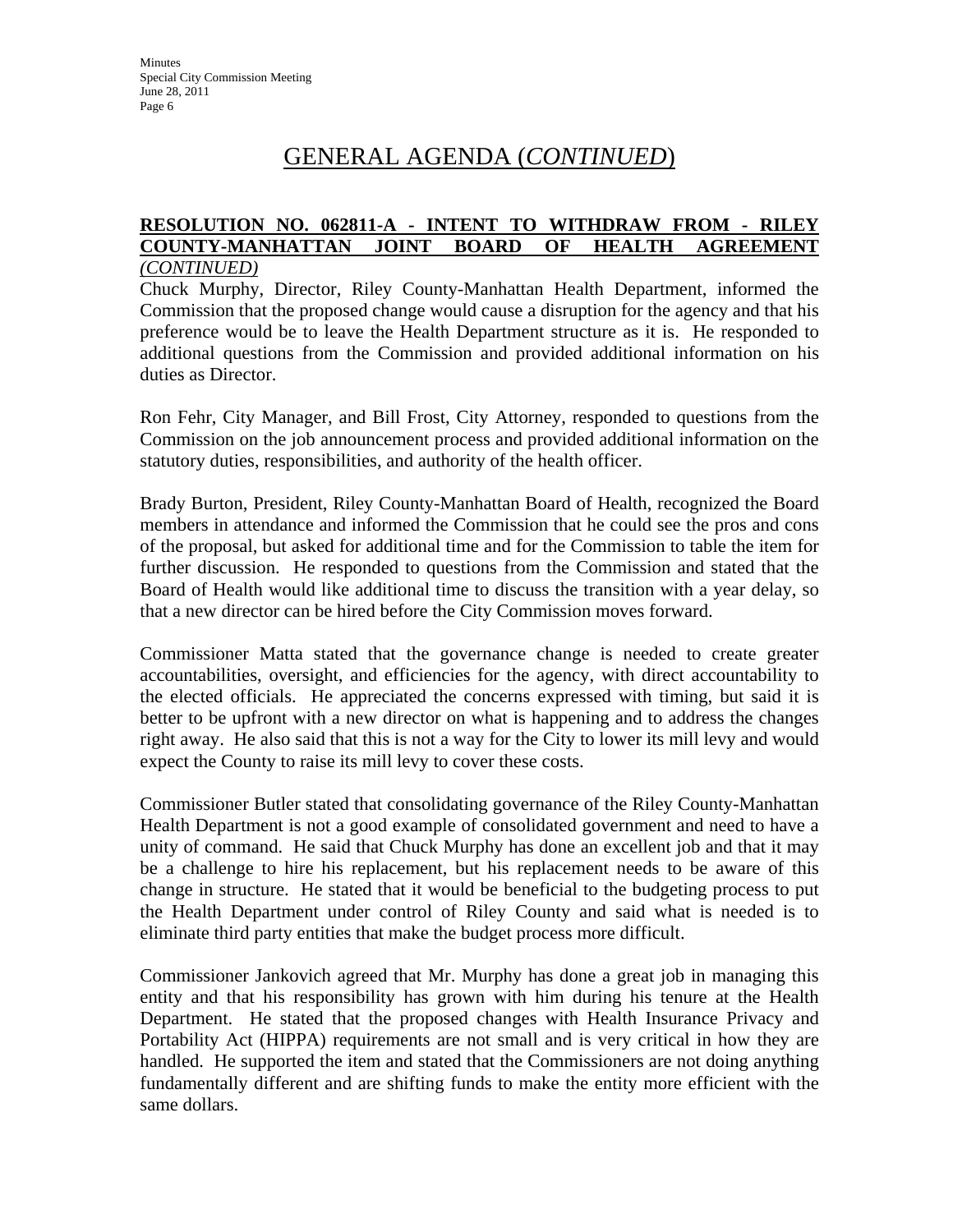# GENERAL AGENDA (*CONTINUED*)

**RESOLUTION NO. 062811-A - INTENT TO WITHDRAW FROM - RILEY COUNTY-MANHATTAN JOINT BOARD OF HEALTH AGREEMENT** ***(CONTINUED)***

Chuck Murphy, Director, Riley County-Manhattan Health Department, informed the Commission that the proposed change would cause a disruption for the agency and that his preference would be to leave the Health Department structure as it is. He responded to additional questions from the Commission and provided additional information on his duties as Director.

Ron Fehr, City Manager, and Bill Frost, City Attorney, responded to questions from the Commission on the job announcement process and provided additional information on the statutory duties, responsibilities, and authority of the health officer.

Brady Burton, President, Riley County-Manhattan Board of Health, recognized the Board members in attendance and informed the Commission that he could see the pros and cons of the proposal, but asked for additional time and for the Commission to table the item for further discussion. He responded to questions from the Commission and stated that the Board of Health would like additional time to discuss the transition with a year delay, so that a new director can be hired before the City Commission moves forward.

Commissioner Matta stated that the governance change is needed to create greater accountabilities, oversight, and efficiencies for the agency, with direct accountability to the elected officials. He appreciated the concerns expressed with timing, but said it is better to be upfront with a new director on what is happening and to address the changes right away. He also said that this is not a way for the City to lower its mill levy and would expect the County to raise its mill levy to cover these costs.

Commissioner Butler stated that consolidating governance of the Riley County-Manhattan Health Department is not a good example of consolidated government and need to have a unity of command. He said that Chuck Murphy has done an excellent job and that it may be a challenge to hire his replacement, but his replacement needs to be aware of this change in structure. He stated that it would be beneficial to the budgeting process to put the Health Department under control of Riley County and said what is needed is to eliminate third party entities that make the budget process more difficult.

Commissioner Jankovich agreed that Mr. Murphy has done a great job in managing this entity and that his responsibility has grown with him during his tenure at the Health Department. He stated that the proposed changes with Health Insurance Privacy and Portability Act (HIPPA) requirements are not small and is very critical in how they are handled. He supported the item and stated that the Commissioners are not doing anything fundamentally different and are shifting funds to make the entity more efficient with the same dollars.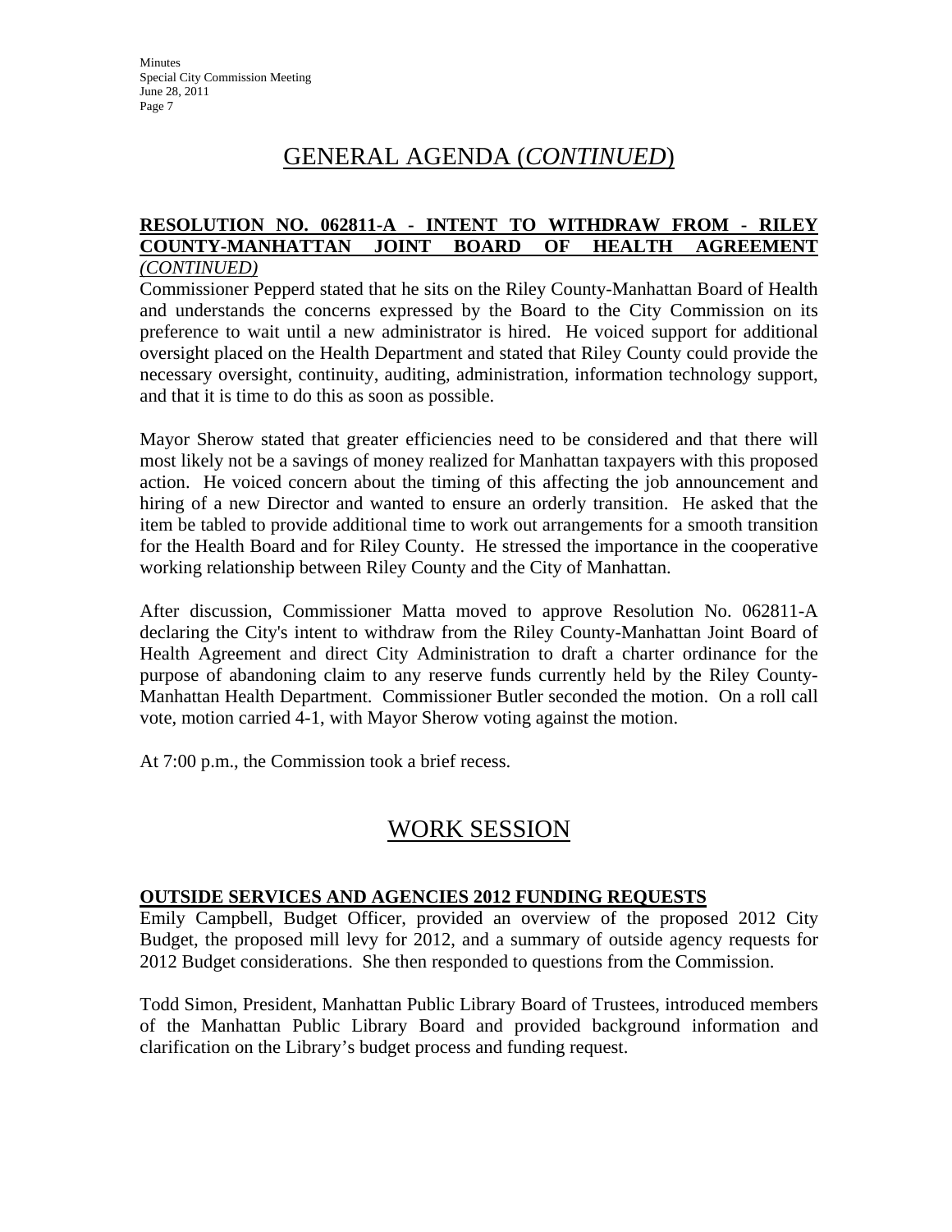# GENERAL AGENDA (*CONTINUED*)

**RESOLUTION NO. 062811-A - INTENT TO WITHDRAW FROM - RILEY COUNTY-MANHATTAN JOINT BOARD OF HEALTH AGREEMENT** ***(CONTINUED)***

Commissioner Pepperd stated that he sits on the Riley County-Manhattan Board of Health and understands the concerns expressed by the Board to the City Commission on its preference to wait until a new administrator is hired. He voiced support for additional oversight placed on the Health Department and stated that Riley County could provide the necessary oversight, continuity, auditing, administration, information technology support, and that it is time to do this as soon as possible.

Mayor Sherow stated that greater efficiencies need to be considered and that there will most likely not be a savings of money realized for Manhattan taxpayers with this proposed action. He voiced concern about the timing of this affecting the job announcement and hiring of a new Director and wanted to ensure an orderly transition. He asked that the item be tabled to provide additional time to work out arrangements for a smooth transition for the Health Board and for Riley County. He stressed the importance in the cooperative working relationship between Riley County and the City of Manhattan.

After discussion, Commissioner Matta moved to approve Resolution No. 062811-A declaring the City's intent to withdraw from the Riley County-Manhattan Joint Board of Health Agreement and direct City Administration to draft a charter ordinance for the purpose of abandoning claim to any reserve funds currently held by the Riley County-Manhattan Health Department. Commissioner Butler seconded the motion. On a roll call vote, motion carried 4-1, with Mayor Sherow voting against the motion.

At 7:00 p.m., the Commission took a brief recess.

# WORK SESSION

**OUTSIDE SERVICES AND AGENCIES 2012 FUNDING REQUESTS**

Emily Campbell, Budget Officer, provided an overview of the proposed 2012 City Budget, the proposed mill levy for 2012, and a summary of outside agency requests for 2012 Budget considerations. She then responded to questions from the Commission.

Todd Simon, President, Manhattan Public Library Board of Trustees, introduced members of the Manhattan Public Library Board and provided background information and clarification on the Library's budget process and funding request.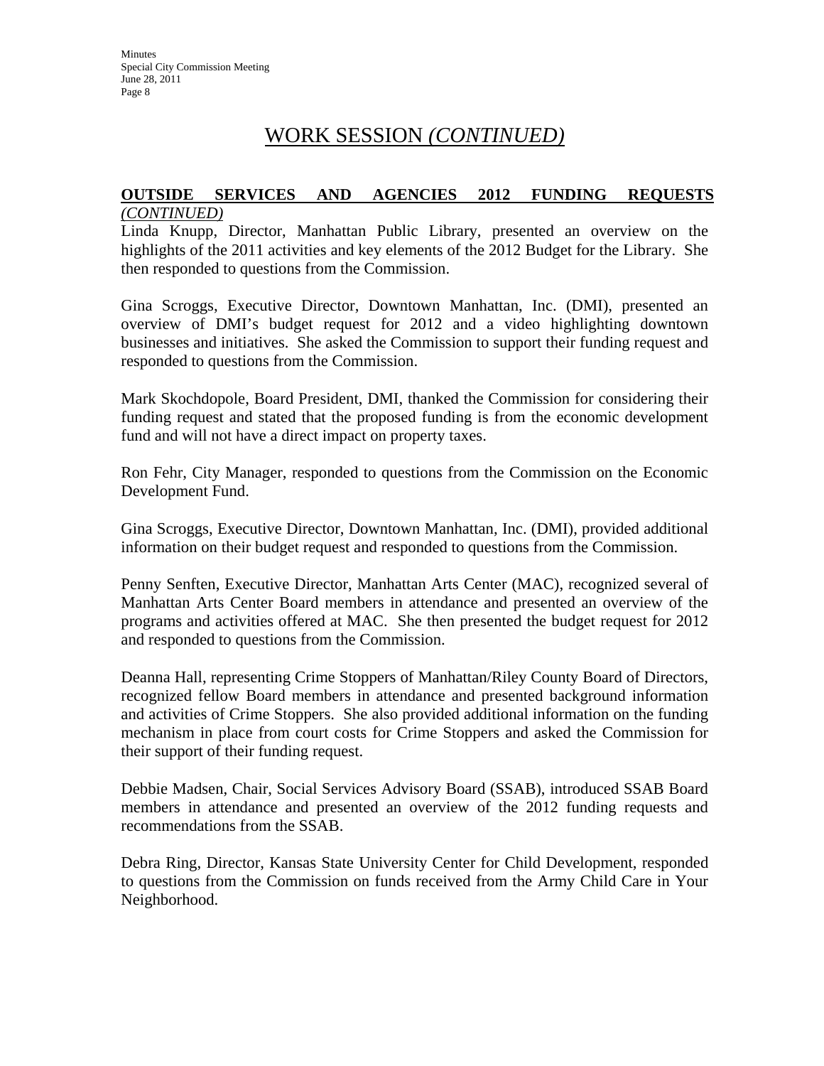## WORK SESSION *(CONTINUED)*

**OUTSIDE SERVICES AND AGENCIES 2012 FUNDING REQUESTS** *(CONTINUED)*

Linda Knupp, Director, Manhattan Public Library, presented an overview on the highlights of the 2011 activities and key elements of the 2012 Budget for the Library. She then responded to questions from the Commission.

Gina Scroggs, Executive Director, Downtown Manhattan, Inc. (DMI), presented an overview of DMI's budget request for 2012 and a video highlighting downtown businesses and initiatives. She asked the Commission to support their funding request and responded to questions from the Commission.

Mark Skochdopole, Board President, DMI, thanked the Commission for considering their funding request and stated that the proposed funding is from the economic development fund and will not have a direct impact on property taxes.

Ron Fehr, City Manager, responded to questions from the Commission on the Economic Development Fund.

Gina Scroggs, Executive Director, Downtown Manhattan, Inc. (DMI), provided additional information on their budget request and responded to questions from the Commission.

Penny Senften, Executive Director, Manhattan Arts Center (MAC), recognized several of Manhattan Arts Center Board members in attendance and presented an overview of the programs and activities offered at MAC. She then presented the budget request for 2012 and responded to questions from the Commission.

Deanna Hall, representing Crime Stoppers of Manhattan/Riley County Board of Directors, recognized fellow Board members in attendance and presented background information and activities of Crime Stoppers. She also provided additional information on the funding mechanism in place from court costs for Crime Stoppers and asked the Commission for their support of their funding request.

Debbie Madsen, Chair, Social Services Advisory Board (SSAB), introduced SSAB Board members in attendance and presented an overview of the 2012 funding requests and recommendations from the SSAB.

Debra Ring, Director, Kansas State University Center for Child Development, responded to questions from the Commission on funds received from the Army Child Care in Your Neighborhood.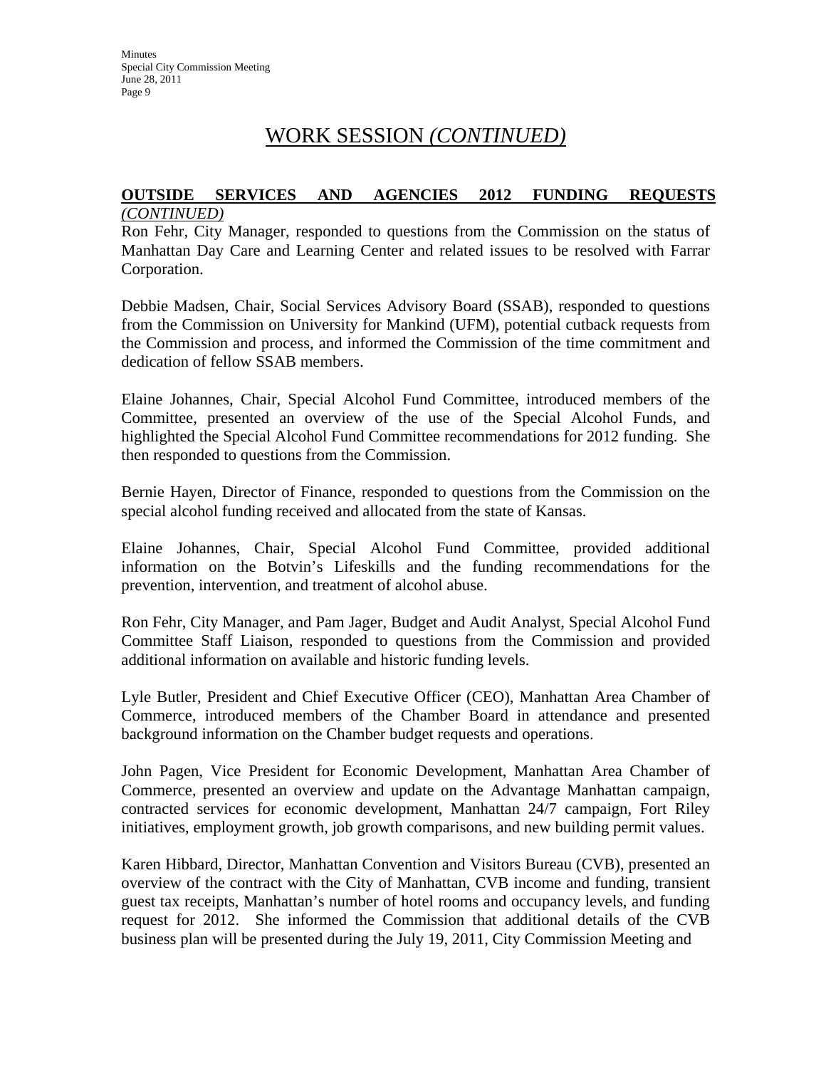# WORK SESSION *(CONTINUED)*

**OUTSIDE SERVICES AND AGENCIES 2012 FUNDING REQUESTS** *(CONTINUED)*

Ron Fehr, City Manager, responded to questions from the Commission on the status of Manhattan Day Care and Learning Center and related issues to be resolved with Farrar Corporation.

Debbie Madsen, Chair, Social Services Advisory Board (SSAB), responded to questions from the Commission on University for Mankind (UFM), potential cutback requests from the Commission and process, and informed the Commission of the time commitment and dedication of fellow SSAB members.

Elaine Johannes, Chair, Special Alcohol Fund Committee, introduced members of the Committee, presented an overview of the use of the Special Alcohol Funds, and highlighted the Special Alcohol Fund Committee recommendations for 2012 funding. She then responded to questions from the Commission.

Bernie Hayen, Director of Finance, responded to questions from the Commission on the special alcohol funding received and allocated from the state of Kansas.

Elaine Johannes, Chair, Special Alcohol Fund Committee, provided additional information on the Botvin's Lifeskills and the funding recommendations for the prevention, intervention, and treatment of alcohol abuse.

Ron Fehr, City Manager, and Pam Jager, Budget and Audit Analyst, Special Alcohol Fund Committee Staff Liaison, responded to questions from the Commission and provided additional information on available and historic funding levels.

Lyle Butler, President and Chief Executive Officer (CEO), Manhattan Area Chamber of Commerce, introduced members of the Chamber Board in attendance and presented background information on the Chamber budget requests and operations.

John Pagen, Vice President for Economic Development, Manhattan Area Chamber of Commerce, presented an overview and update on the Advantage Manhattan campaign, contracted services for economic development, Manhattan 24/7 campaign, Fort Riley initiatives, employment growth, job growth comparisons, and new building permit values.

Karen Hibbard, Director, Manhattan Convention and Visitors Bureau (CVB), presented an overview of the contract with the City of Manhattan, CVB income and funding, transient guest tax receipts, Manhattan's number of hotel rooms and occupancy levels, and funding request for 2012. She informed the Commission that additional details of the CVB business plan will be presented during the July 19, 2011, City Commission Meeting and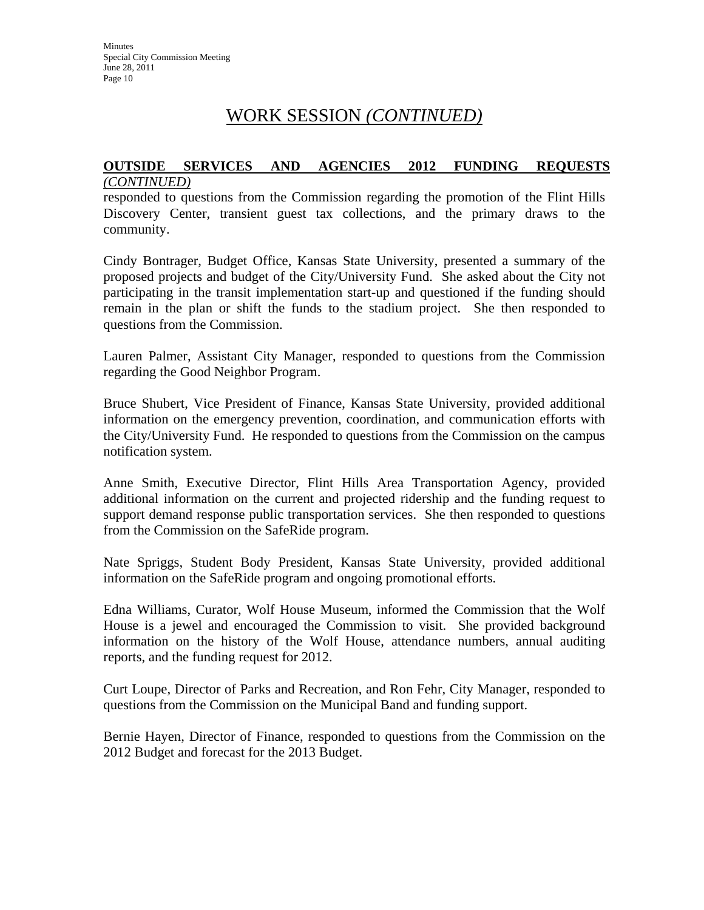# WORK SESSION *(CONTINUED)*

**OUTSIDE SERVICES AND AGENCIES 2012 FUNDING REQUESTS** *(CONTINUED)*

responded to questions from the Commission regarding the promotion of the Flint Hills Discovery Center, transient guest tax collections, and the primary draws to the community.

Cindy Bontrager, Budget Office, Kansas State University, presented a summary of the proposed projects and budget of the City/University Fund. She asked about the City not participating in the transit implementation start-up and questioned if the funding should remain in the plan or shift the funds to the stadium project. She then responded to questions from the Commission.

Lauren Palmer, Assistant City Manager, responded to questions from the Commission regarding the Good Neighbor Program.

Bruce Shubert, Vice President of Finance, Kansas State University, provided additional information on the emergency prevention, coordination, and communication efforts with the City/University Fund. He responded to questions from the Commission on the campus notification system.

Anne Smith, Executive Director, Flint Hills Area Transportation Agency, provided additional information on the current and projected ridership and the funding request to support demand response public transportation services. She then responded to questions from the Commission on the SafeRide program.

Nate Spriggs, Student Body President, Kansas State University, provided additional information on the SafeRide program and ongoing promotional efforts.

Edna Williams, Curator, Wolf House Museum, informed the Commission that the Wolf House is a jewel and encouraged the Commission to visit. She provided background information on the history of the Wolf House, attendance numbers, annual auditing reports, and the funding request for 2012.

Curt Loupe, Director of Parks and Recreation, and Ron Fehr, City Manager, responded to questions from the Commission on the Municipal Band and funding support.

Bernie Hayen, Director of Finance, responded to questions from the Commission on the 2012 Budget and forecast for the 2013 Budget.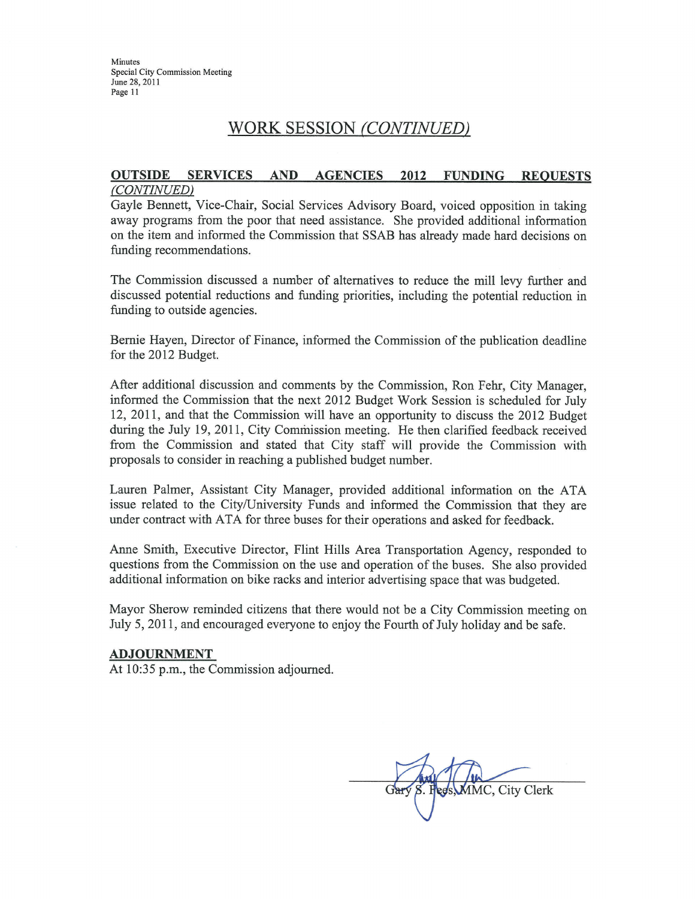## WORK SESSION *(CONTINUED)*

**OUTSIDE SERVICES AND AGENCIES 2012 FUNDING REQUESTS** ***(CONTINUED)***

Gayle Bennett, Vice-Chair, Social Services Advisory Board, voiced opposition in taking away programs from the poor that need assistance. She provided additional information on the item and informed the Commission that SSAB has already made hard decisions on funding recommendations.

The Commission discussed a number of alternatives to reduce the mill levy further and discussed potential reductions and funding priorities, including the potential reduction in funding to outside agencies.

Bernie Hayen, Director of Finance, informed the Commission of the publication deadline for the 2012 Budget.

After additional discussion and comments by the Commission, Ron Fehr, City Manager, informed the Commission that the next 2012 Budget Work Session is scheduled for July 12, 2011, and that the Commission will have an opportunity to discuss the 2012 Budget during the July 19, 2011, City Commission meeting. He then clarified feedback received from the Commission and stated that City staff will provide the Commission with proposals to consider in reaching a published budget number.

Lauren Palmer, Assistant City Manager, provided additional information on the ATA issue related to the City/University Funds and informed the Commission that they are under contract with ATA for three buses for their operations and asked for feedback.

Anne Smith, Executive Director, Flint Hills Area Transportation Agency, responded to questions from the Commission on the use and operation of the buses. She also provided additional information on bike racks and interior advertising space that was budgeted.

Mayor Sherow reminded citizens that there would not be a City Commission meeting on July 5, 2011, and encouraged everyone to enjoy the Fourth of July holiday and be safe.

**ADJOURNMENT**

At 10:35 p.m., the Commission adjourned.

Gary S. Fees, MMC, City Clerk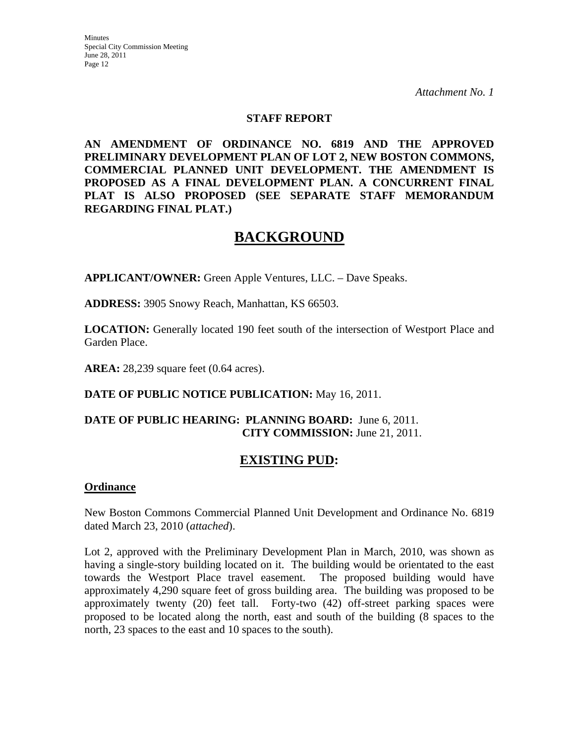*Attachment No. 1*

**STAFF REPORT**

**AN AMENDMENT OF ORDINANCE NO. 6819 AND THE APPROVED PRELIMINARY DEVELOPMENT PLAN OF LOT 2, NEW BOSTON COMMONS, COMMERCIAL PLANNED UNIT DEVELOPMENT. THE AMENDMENT IS PROPOSED AS A FINAL DEVELOPMENT PLAN. A CONCURRENT FINAL PLAT IS ALSO PROPOSED (SEE SEPARATE STAFF MEMORANDUM REGARDING FINAL PLAT.)**

# BACKGROUND

**APPLICANT/OWNER:** Green Apple Ventures, LLC. – Dave Speaks.

**ADDRESS:** 3905 Snowy Reach, Manhattan, KS 66503.

**LOCATION:** Generally located 190 feet south of the intersection of Westport Place and Garden Place.

**AREA:** 28,239 square feet (0.64 acres).

**DATE OF PUBLIC NOTICE PUBLICATION:** May 16, 2011.

**DATE OF PUBLIC HEARING: PLANNING BOARD:** June 6, 2011.
**CITY COMMISSION:** June 21, 2011.

## EXISTING PUD:

### Ordinance

New Boston Commons Commercial Planned Unit Development and Ordinance No. 6819 dated March 23, 2010 (*attached*).

Lot 2, approved with the Preliminary Development Plan in March, 2010, was shown as having a single-story building located on it. The building would be orientated to the east towards the Westport Place travel easement. The proposed building would have approximately 4,290 square feet of gross building area. The building was proposed to be approximately twenty (20) feet tall. Forty-two (42) off-street parking spaces were proposed to be located along the north, east and south of the building (8 spaces to the north, 23 spaces to the east and 10 spaces to the south).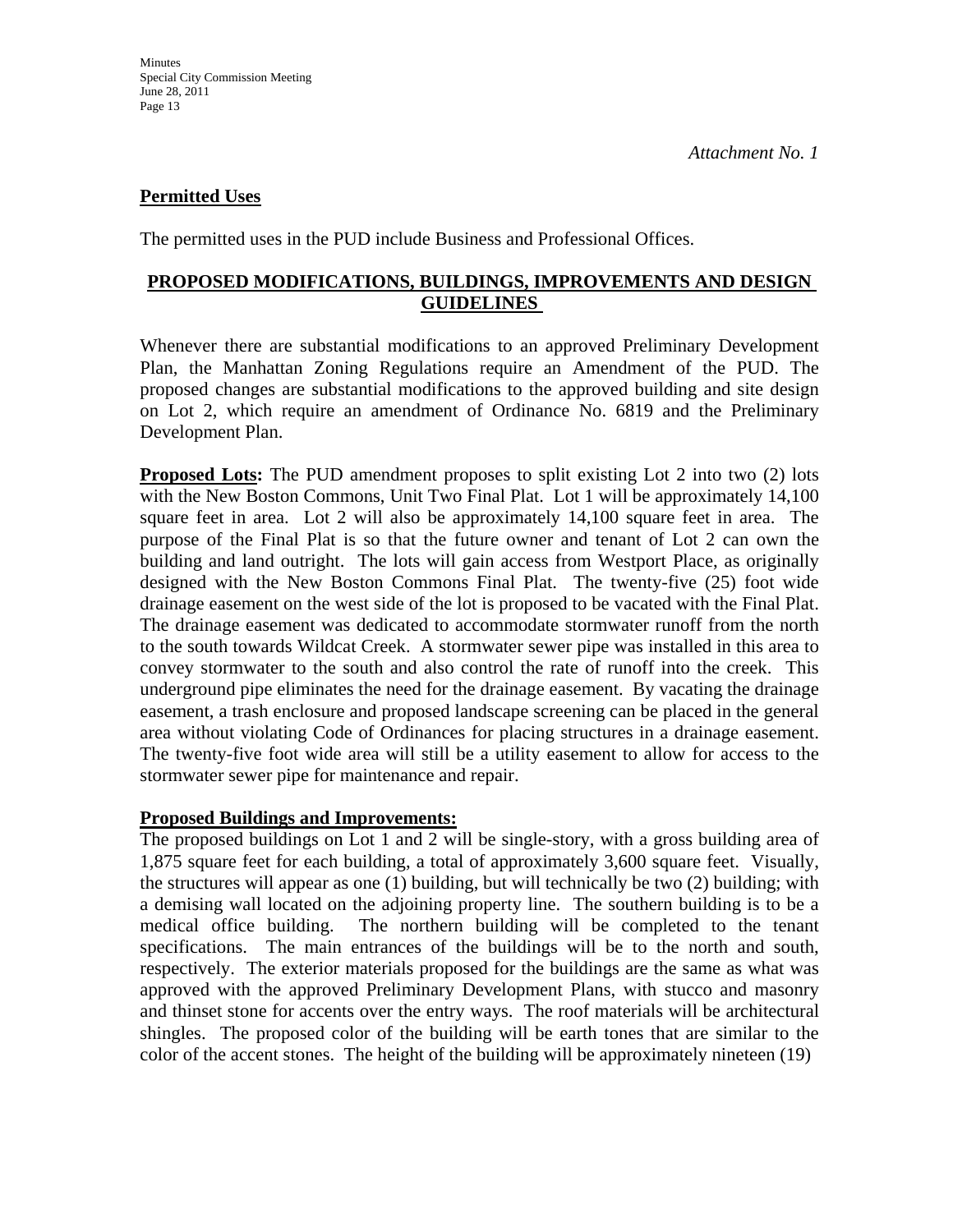*Attachment No. 1*

**Permitted Uses**

The permitted uses in the PUD include Business and Professional Offices.

## PROPOSED MODIFICATIONS, BUILDINGS, IMPROVEMENTS AND DESIGN GUIDELINES

Whenever there are substantial modifications to an approved Preliminary Development Plan, the Manhattan Zoning Regulations require an Amendment of the PUD. The proposed changes are substantial modifications to the approved building and site design on Lot 2, which require an amendment of Ordinance No. 6819 and the Preliminary Development Plan.

**Proposed Lots:** The PUD amendment proposes to split existing Lot 2 into two (2) lots with the New Boston Commons, Unit Two Final Plat. Lot 1 will be approximately 14,100 square feet in area. Lot 2 will also be approximately 14,100 square feet in area. The purpose of the Final Plat is so that the future owner and tenant of Lot 2 can own the building and land outright. The lots will gain access from Westport Place, as originally designed with the New Boston Commons Final Plat. The twenty-five (25) foot wide drainage easement on the west side of the lot is proposed to be vacated with the Final Plat. The drainage easement was dedicated to accommodate stormwater runoff from the north to the south towards Wildcat Creek. A stormwater sewer pipe was installed in this area to convey stormwater to the south and also control the rate of runoff into the creek. This underground pipe eliminates the need for the drainage easement. By vacating the drainage easement, a trash enclosure and proposed landscape screening can be placed in the general area without violating Code of Ordinances for placing structures in a drainage easement. The twenty-five foot wide area will still be a utility easement to allow for access to the stormwater sewer pipe for maintenance and repair.

**Proposed Buildings and Improvements:**

The proposed buildings on Lot 1 and 2 will be single-story, with a gross building area of 1,875 square feet for each building, a total of approximately 3,600 square feet. Visually, the structures will appear as one (1) building, but will technically be two (2) building; with a demising wall located on the adjoining property line. The southern building is to be a medical office building. The northern building will be completed to the tenant specifications. The main entrances of the buildings will be to the north and south, respectively. The exterior materials proposed for the buildings are the same as what was approved with the approved Preliminary Development Plans, with stucco and masonry and thinset stone for accents over the entry ways. The roof materials will be architectural shingles. The proposed color of the building will be earth tones that are similar to the color of the accent stones. The height of the building will be approximately nineteen (19)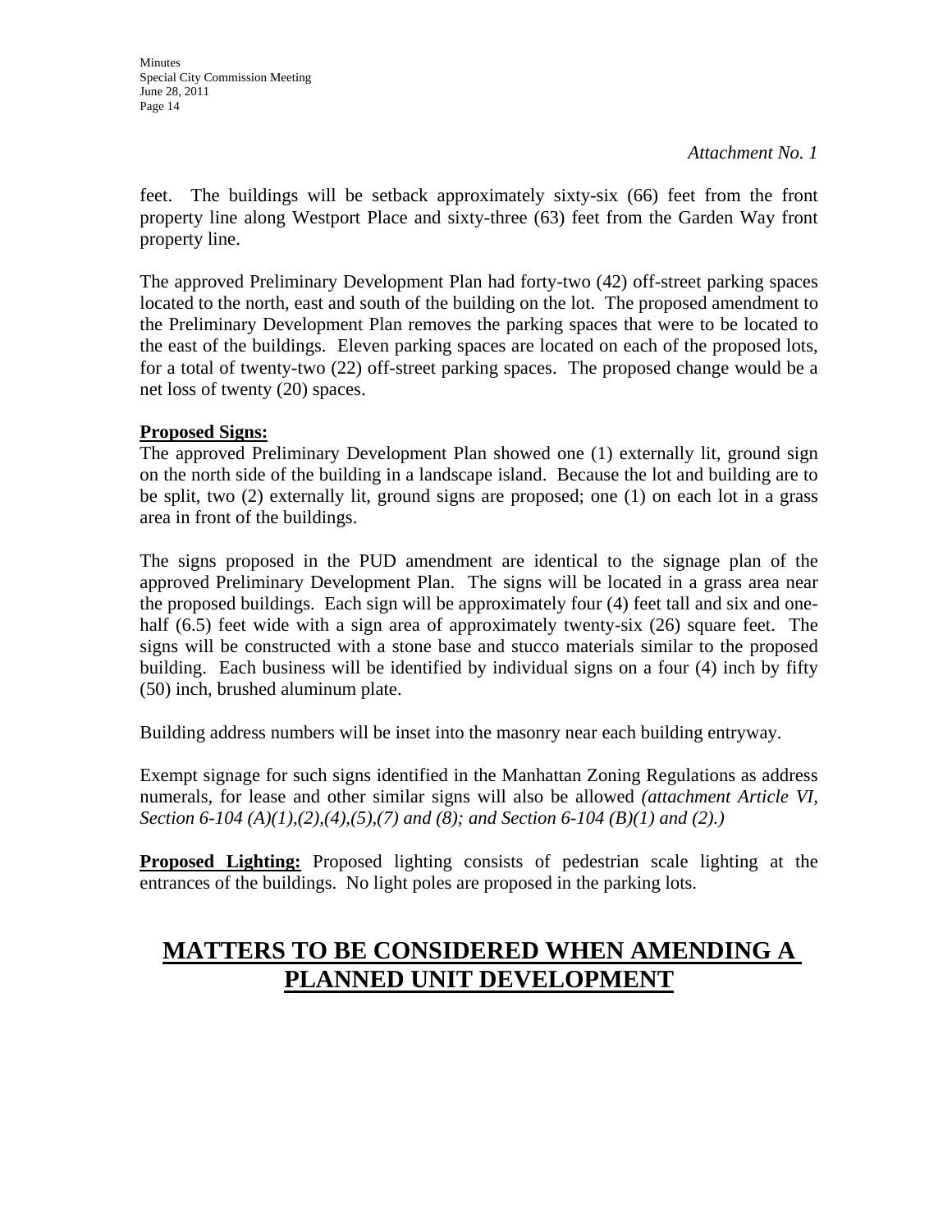*Attachment No. 1*

feet. The buildings will be setback approximately sixty-six (66) feet from the front property line along Westport Place and sixty-three (63) feet from the Garden Way front property line.

The approved Preliminary Development Plan had forty-two (42) off-street parking spaces located to the north, east and south of the building on the lot. The proposed amendment to the Preliminary Development Plan removes the parking spaces that were to be located to the east of the buildings. Eleven parking spaces are located on each of the proposed lots, for a total of twenty-two (22) off-street parking spaces. The proposed change would be a net loss of twenty (20) spaces.

**Proposed Signs:**

The approved Preliminary Development Plan showed one (1) externally lit, ground sign on the north side of the building in a landscape island. Because the lot and building are to be split, two (2) externally lit, ground signs are proposed; one (1) on each lot in a grass area in front of the buildings.

The signs proposed in the PUD amendment are identical to the signage plan of the approved Preliminary Development Plan. The signs will be located in a grass area near the proposed buildings. Each sign will be approximately four (4) feet tall and six and one-half (6.5) feet wide with a sign area of approximately twenty-six (26) square feet. The signs will be constructed with a stone base and stucco materials similar to the proposed building. Each business will be identified by individual signs on a four (4) inch by fifty (50) inch, brushed aluminum plate.

Building address numbers will be inset into the masonry near each building entryway.

Exempt signage for such signs identified in the Manhattan Zoning Regulations as address numerals, for lease and other similar signs will also be allowed *(attachment Article VI, Section 6-104 (A)(1),(2),(4),(5),(7) and (8); and Section 6-104 (B)(1) and (2).)*

**Proposed Lighting:** Proposed lighting consists of pedestrian scale lighting at the entrances of the buildings. No light poles are proposed in the parking lots.

## MATTERS TO BE CONSIDERED WHEN AMENDING A PLANNED UNIT DEVELOPMENT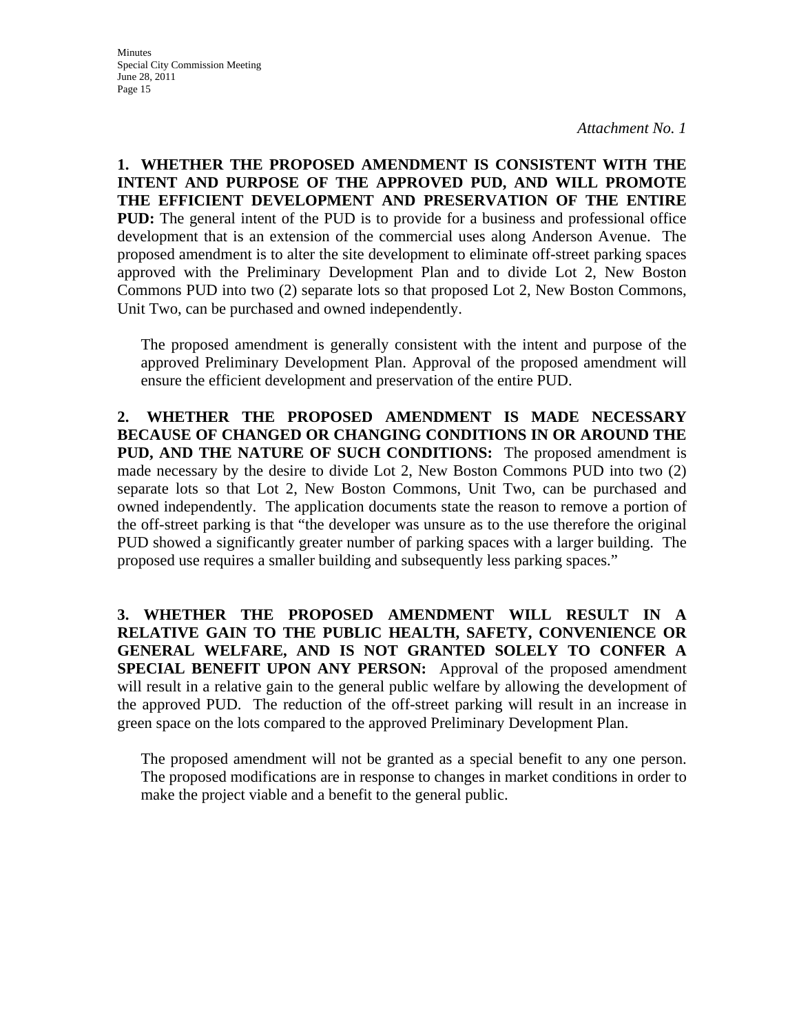*Attachment No. 1*

**1. WHETHER THE PROPOSED AMENDMENT IS CONSISTENT WITH THE INTENT AND PURPOSE OF THE APPROVED PUD, AND WILL PROMOTE THE EFFICIENT DEVELOPMENT AND PRESERVATION OF THE ENTIRE PUD:** The general intent of the PUD is to provide for a business and professional office development that is an extension of the commercial uses along Anderson Avenue. The proposed amendment is to alter the site development to eliminate off-street parking spaces approved with the Preliminary Development Plan and to divide Lot 2, New Boston Commons PUD into two (2) separate lots so that proposed Lot 2, New Boston Commons, Unit Two, can be purchased and owned independently.

The proposed amendment is generally consistent with the intent and purpose of the approved Preliminary Development Plan. Approval of the proposed amendment will ensure the efficient development and preservation of the entire PUD.

**2. WHETHER THE PROPOSED AMENDMENT IS MADE NECESSARY BECAUSE OF CHANGED OR CHANGING CONDITIONS IN OR AROUND THE PUD, AND THE NATURE OF SUCH CONDITIONS:** The proposed amendment is made necessary by the desire to divide Lot 2, New Boston Commons PUD into two (2) separate lots so that Lot 2, New Boston Commons, Unit Two, can be purchased and owned independently. The application documents state the reason to remove a portion of the off-street parking is that "the developer was unsure as to the use therefore the original PUD showed a significantly greater number of parking spaces with a larger building. The proposed use requires a smaller building and subsequently less parking spaces."

**3. WHETHER THE PROPOSED AMENDMENT WILL RESULT IN A RELATIVE GAIN TO THE PUBLIC HEALTH, SAFETY, CONVENIENCE OR GENERAL WELFARE, AND IS NOT GRANTED SOLELY TO CONFER A SPECIAL BENEFIT UPON ANY PERSON:** Approval of the proposed amendment will result in a relative gain to the general public welfare by allowing the development of the approved PUD. The reduction of the off-street parking will result in an increase in green space on the lots compared to the approved Preliminary Development Plan.

The proposed amendment will not be granted as a special benefit to any one person. The proposed modifications are in response to changes in market conditions in order to make the project viable and a benefit to the general public.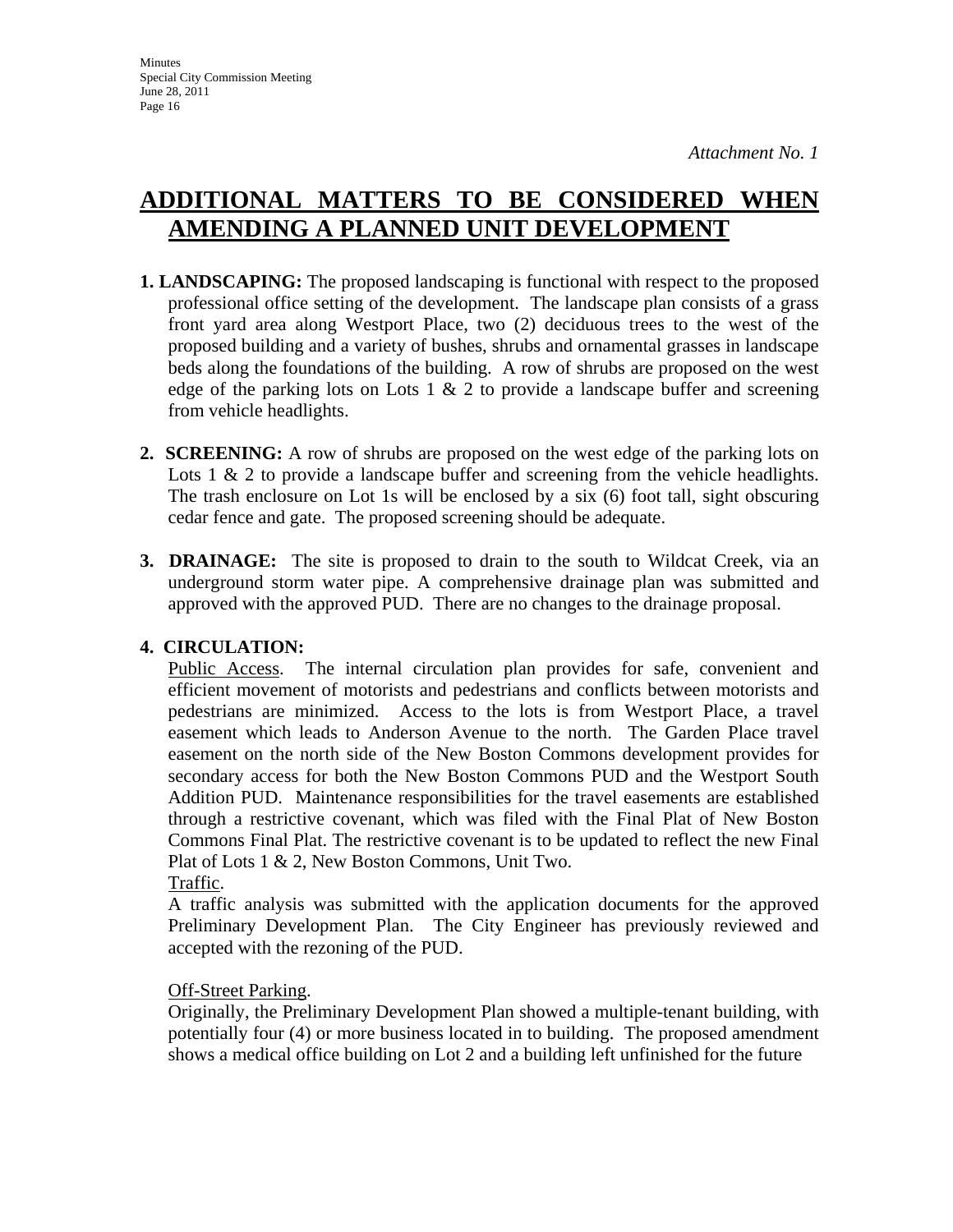*Attachment No. 1*

# ADDITIONAL MATTERS TO BE CONSIDERED WHEN AMENDING A PLANNED UNIT DEVELOPMENT

1. **LANDSCAPING:** The proposed landscaping is functional with respect to the proposed professional office setting of the development. The landscape plan consists of a grass front yard area along Westport Place, two (2) deciduous trees to the west of the proposed building and a variety of bushes, shrubs and ornamental grasses in landscape beds along the foundations of the building. A row of shrubs are proposed on the west edge of the parking lots on Lots 1 & 2 to provide a landscape buffer and screening from vehicle headlights.

2. **SCREENING:** A row of shrubs are proposed on the west edge of the parking lots on Lots 1 & 2 to provide a landscape buffer and screening from the vehicle headlights. The trash enclosure on Lot 1s will be enclosed by a six (6) foot tall, sight obscuring cedar fence and gate. The proposed screening should be adequate.

3. **DRAINAGE:** The site is proposed to drain to the south to Wildcat Creek, via an underground storm water pipe. A comprehensive drainage plan was submitted and approved with the approved PUD. There are no changes to the drainage proposal.

4. **CIRCULATION:**

   Public Access. The internal circulation plan provides for safe, convenient and efficient movement of motorists and pedestrians and conflicts between motorists and pedestrians are minimized. Access to the lots is from Westport Place, a travel easement which leads to Anderson Avenue to the north. The Garden Place travel easement on the north side of the New Boston Commons development provides for secondary access for both the New Boston Commons PUD and the Westport South Addition PUD. Maintenance responsibilities for the travel easements are established through a restrictive covenant, which was filed with the Final Plat of New Boston Commons Final Plat. The restrictive covenant is to be updated to reflect the new Final Plat of Lots 1 & 2, New Boston Commons, Unit Two.

   Traffic.
   A traffic analysis was submitted with the application documents for the approved Preliminary Development Plan. The City Engineer has previously reviewed and accepted with the rezoning of the PUD.

   Off-Street Parking.
   Originally, the Preliminary Development Plan showed a multiple-tenant building, with potentially four (4) or more business located in to building. The proposed amendment shows a medical office building on Lot 2 and a building left unfinished for the future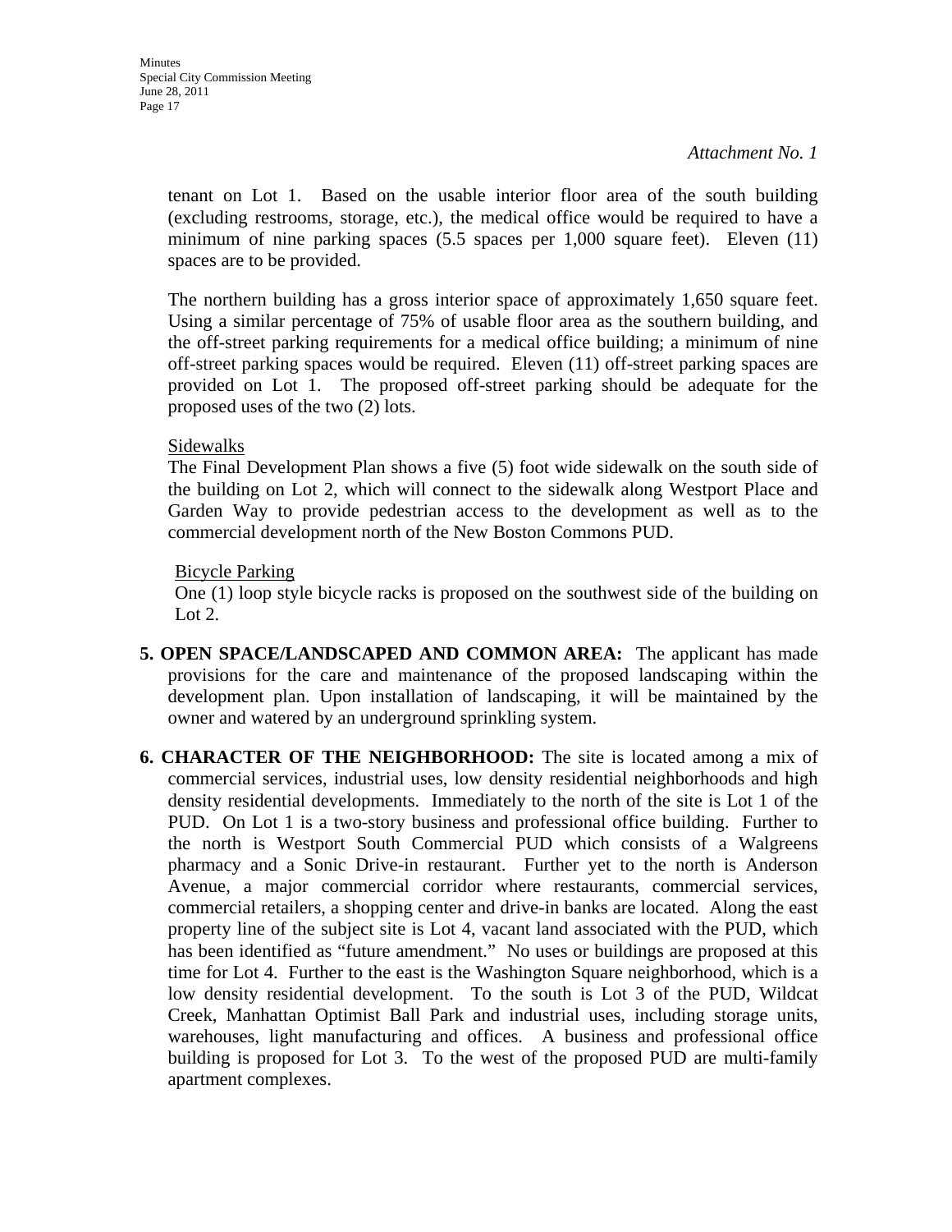*Attachment No. 1*

tenant on Lot 1. Based on the usable interior floor area of the south building (excluding restrooms, storage, etc.), the medical office would be required to have a minimum of nine parking spaces (5.5 spaces per 1,000 square feet). Eleven (11) spaces are to be provided.

The northern building has a gross interior space of approximately 1,650 square feet. Using a similar percentage of 75% of usable floor area as the southern building, and the off-street parking requirements for a medical office building; a minimum of nine off-street parking spaces would be required. Eleven (11) off-street parking spaces are provided on Lot 1. The proposed off-street parking should be adequate for the proposed uses of the two (2) lots.

<u>Sidewalks</u>

The Final Development Plan shows a five (5) foot wide sidewalk on the south side of the building on Lot 2, which will connect to the sidewalk along Westport Place and Garden Way to provide pedestrian access to the development as well as to the commercial development north of the New Boston Commons PUD.

<u>Bicycle Parking</u>

One (1) loop style bicycle racks is proposed on the southwest side of the building on Lot 2.

**5. OPEN SPACE/LANDSCAPED AND COMMON AREA:** The applicant has made provisions for the care and maintenance of the proposed landscaping within the development plan. Upon installation of landscaping, it will be maintained by the owner and watered by an underground sprinkling system.

**6. CHARACTER OF THE NEIGHBORHOOD:** The site is located among a mix of commercial services, industrial uses, low density residential neighborhoods and high density residential developments. Immediately to the north of the site is Lot 1 of the PUD. On Lot 1 is a two-story business and professional office building. Further to the north is Westport South Commercial PUD which consists of a Walgreens pharmacy and a Sonic Drive-in restaurant. Further yet to the north is Anderson Avenue, a major commercial corridor where restaurants, commercial services, commercial retailers, a shopping center and drive-in banks are located. Along the east property line of the subject site is Lot 4, vacant land associated with the PUD, which has been identified as "future amendment." No uses or buildings are proposed at this time for Lot 4. Further to the east is the Washington Square neighborhood, which is a low density residential development. To the south is Lot 3 of the PUD, Wildcat Creek, Manhattan Optimist Ball Park and industrial uses, including storage units, warehouses, light manufacturing and offices. A business and professional office building is proposed for Lot 3. To the west of the proposed PUD are multi-family apartment complexes.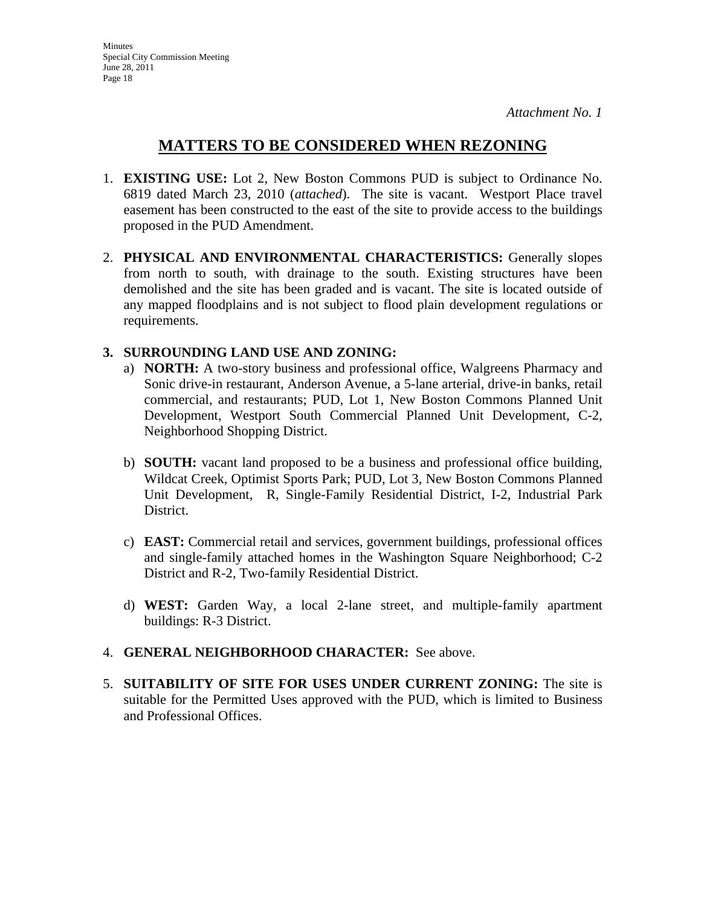*Attachment No. 1*

# MATTERS TO BE CONSIDERED WHEN REZONING

1. **EXISTING USE:** Lot 2, New Boston Commons PUD is subject to Ordinance No. 6819 dated March 23, 2010 (*attached*). The site is vacant. Westport Place travel easement has been constructed to the east of the site to provide access to the buildings proposed in the PUD Amendment.

2. **PHYSICAL AND ENVIRONMENTAL CHARACTERISTICS:** Generally slopes from north to south, with drainage to the south. Existing structures have been demolished and the site has been graded and is vacant. The site is located outside of any mapped floodplains and is not subject to flood plain development regulations or requirements.

3. **SURROUNDING LAND USE AND ZONING:**
   a) **NORTH:** A two-story business and professional office, Walgreens Pharmacy and Sonic drive-in restaurant, Anderson Avenue, a 5-lane arterial, drive-in banks, retail commercial, and restaurants; PUD, Lot 1, New Boston Commons Planned Unit Development, Westport South Commercial Planned Unit Development, C-2, Neighborhood Shopping District.

   b) **SOUTH:** vacant land proposed to be a business and professional office building, Wildcat Creek, Optimist Sports Park; PUD, Lot 3, New Boston Commons Planned Unit Development, R, Single-Family Residential District, I-2, Industrial Park District.

   c) **EAST:** Commercial retail and services, government buildings, professional offices and single-family attached homes in the Washington Square Neighborhood; C-2 District and R-2, Two-family Residential District.

   d) **WEST:** Garden Way, a local 2-lane street, and multiple-family apartment buildings: R-3 District.

4. **GENERAL NEIGHBORHOOD CHARACTER:** See above.

5. **SUITABILITY OF SITE FOR USES UNDER CURRENT ZONING:** The site is suitable for the Permitted Uses approved with the PUD, which is limited to Business and Professional Offices.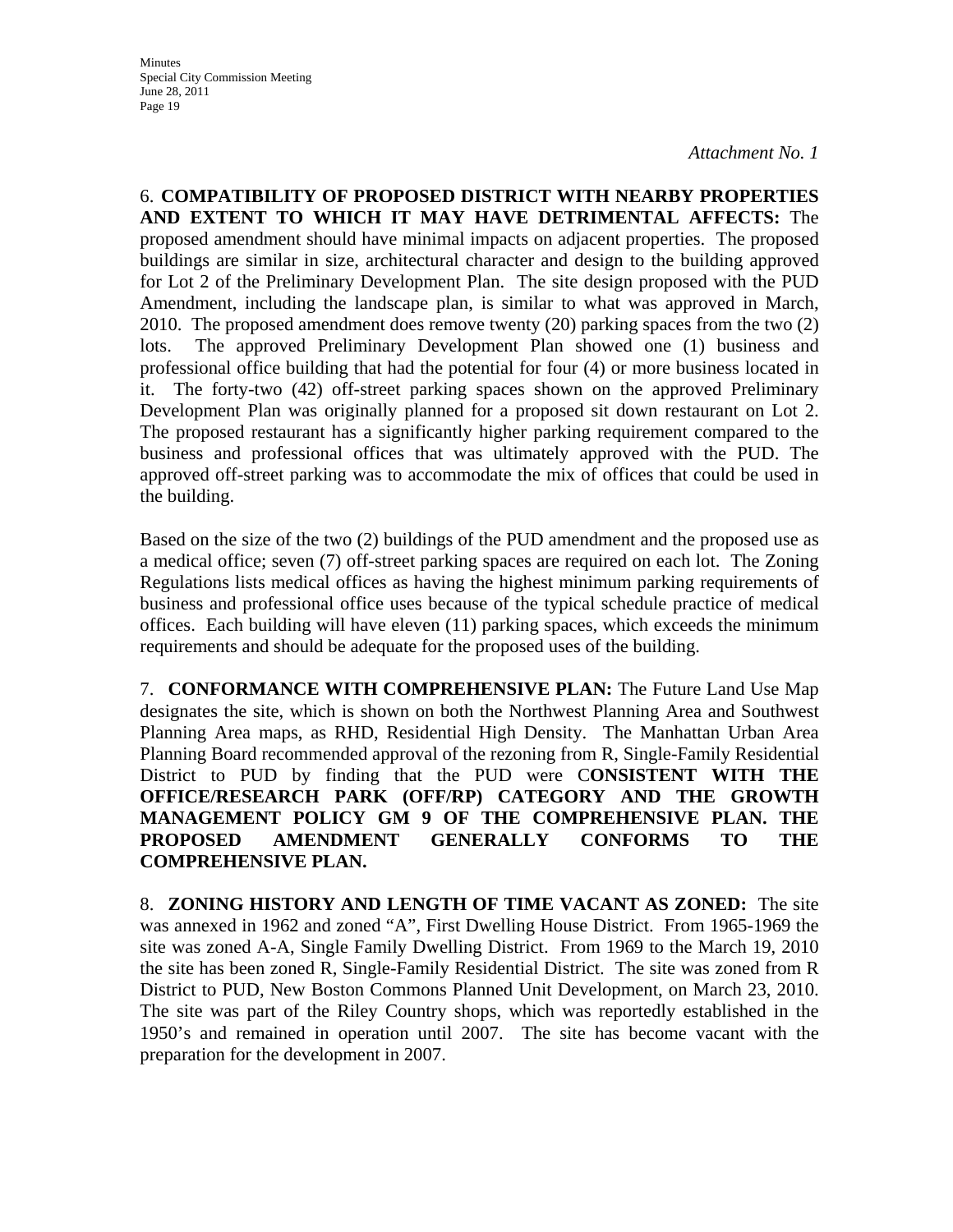*Attachment No. 1*

6. **COMPATIBILITY OF PROPOSED DISTRICT WITH NEARBY PROPERTIES AND EXTENT TO WHICH IT MAY HAVE DETRIMENTAL AFFECTS:** The proposed amendment should have minimal impacts on adjacent properties. The proposed buildings are similar in size, architectural character and design to the building approved for Lot 2 of the Preliminary Development Plan. The site design proposed with the PUD Amendment, including the landscape plan, is similar to what was approved in March, 2010. The proposed amendment does remove twenty (20) parking spaces from the two (2) lots. The approved Preliminary Development Plan showed one (1) business and professional office building that had the potential for four (4) or more business located in it. The forty-two (42) off-street parking spaces shown on the approved Preliminary Development Plan was originally planned for a proposed sit down restaurant on Lot 2. The proposed restaurant has a significantly higher parking requirement compared to the business and professional offices that was ultimately approved with the PUD. The approved off-street parking was to accommodate the mix of offices that could be used in the building.

Based on the size of the two (2) buildings of the PUD amendment and the proposed use as a medical office; seven (7) off-street parking spaces are required on each lot. The Zoning Regulations lists medical offices as having the highest minimum parking requirements of business and professional office uses because of the typical schedule practice of medical offices. Each building will have eleven (11) parking spaces, which exceeds the minimum requirements and should be adequate for the proposed uses of the building.

7. **CONFORMANCE WITH COMPREHENSIVE PLAN:** The Future Land Use Map designates the site, which is shown on both the Northwest Planning Area and Southwest Planning Area maps, as RHD, Residential High Density. The Manhattan Urban Area Planning Board recommended approval of the rezoning from R, Single-Family Residential District to PUD by finding that the PUD were C**ONSISTENT WITH THE OFFICE/RESEARCH PARK (OFF/RP) CATEGORY AND THE GROWTH MANAGEMENT POLICY GM 9 OF THE COMPREHENSIVE PLAN. THE PROPOSED AMENDMENT GENERALLY CONFORMS TO THE COMPREHENSIVE PLAN.**

8. **ZONING HISTORY AND LENGTH OF TIME VACANT AS ZONED:** The site was annexed in 1962 and zoned "A", First Dwelling House District. From 1965-1969 the site was zoned A-A, Single Family Dwelling District. From 1969 to the March 19, 2010 the site has been zoned R, Single-Family Residential District. The site was zoned from R District to PUD, New Boston Commons Planned Unit Development, on March 23, 2010. The site was part of the Riley Country shops, which was reportedly established in the 1950's and remained in operation until 2007. The site has become vacant with the preparation for the development in 2007.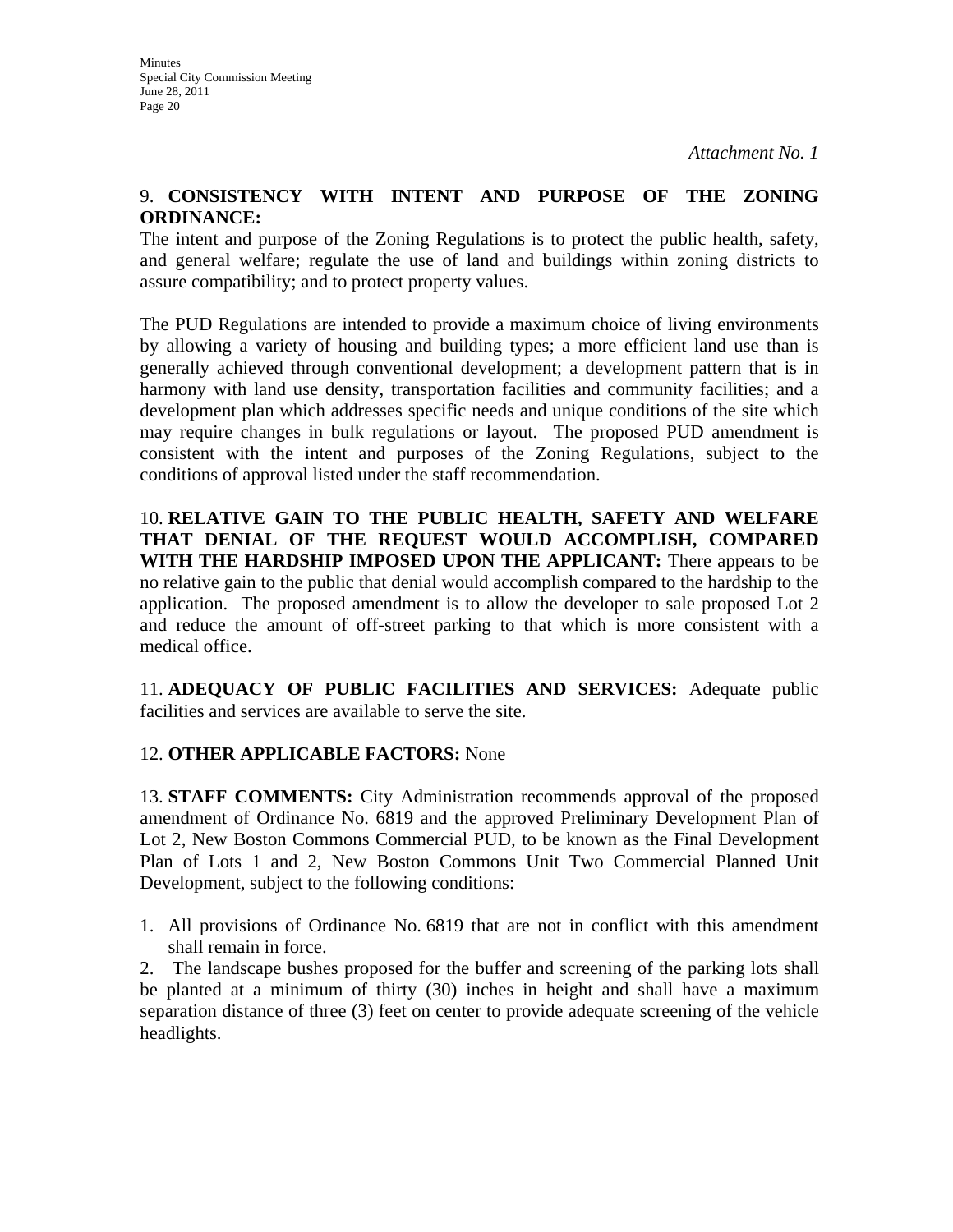*Attachment No. 1*

9. **CONSISTENCY WITH INTENT AND PURPOSE OF THE ZONING ORDINANCE:**
The intent and purpose of the Zoning Regulations is to protect the public health, safety, and general welfare; regulate the use of land and buildings within zoning districts to assure compatibility; and to protect property values.

The PUD Regulations are intended to provide a maximum choice of living environments by allowing a variety of housing and building types; a more efficient land use than is generally achieved through conventional development; a development pattern that is in harmony with land use density, transportation facilities and community facilities; and a development plan which addresses specific needs and unique conditions of the site which may require changes in bulk regulations or layout. The proposed PUD amendment is consistent with the intent and purposes of the Zoning Regulations, subject to the conditions of approval listed under the staff recommendation.

10. **RELATIVE GAIN TO THE PUBLIC HEALTH, SAFETY AND WELFARE THAT DENIAL OF THE REQUEST WOULD ACCOMPLISH, COMPARED WITH THE HARDSHIP IMPOSED UPON THE APPLICANT:** There appears to be no relative gain to the public that denial would accomplish compared to the hardship to the application. The proposed amendment is to allow the developer to sale proposed Lot 2 and reduce the amount of off-street parking to that which is more consistent with a medical office.

11. **ADEQUACY OF PUBLIC FACILITIES AND SERVICES:** Adequate public facilities and services are available to serve the site.

12. **OTHER APPLICABLE FACTORS:** None

13. **STAFF COMMENTS:** City Administration recommends approval of the proposed amendment of Ordinance No. 6819 and the approved Preliminary Development Plan of Lot 2, New Boston Commons Commercial PUD, to be known as the Final Development Plan of Lots 1 and 2, New Boston Commons Unit Two Commercial Planned Unit Development, subject to the following conditions:

1. All provisions of Ordinance No. 6819 that are not in conflict with this amendment shall remain in force.
2. The landscape bushes proposed for the buffer and screening of the parking lots shall be planted at a minimum of thirty (30) inches in height and shall have a maximum separation distance of three (3) feet on center to provide adequate screening of the vehicle headlights.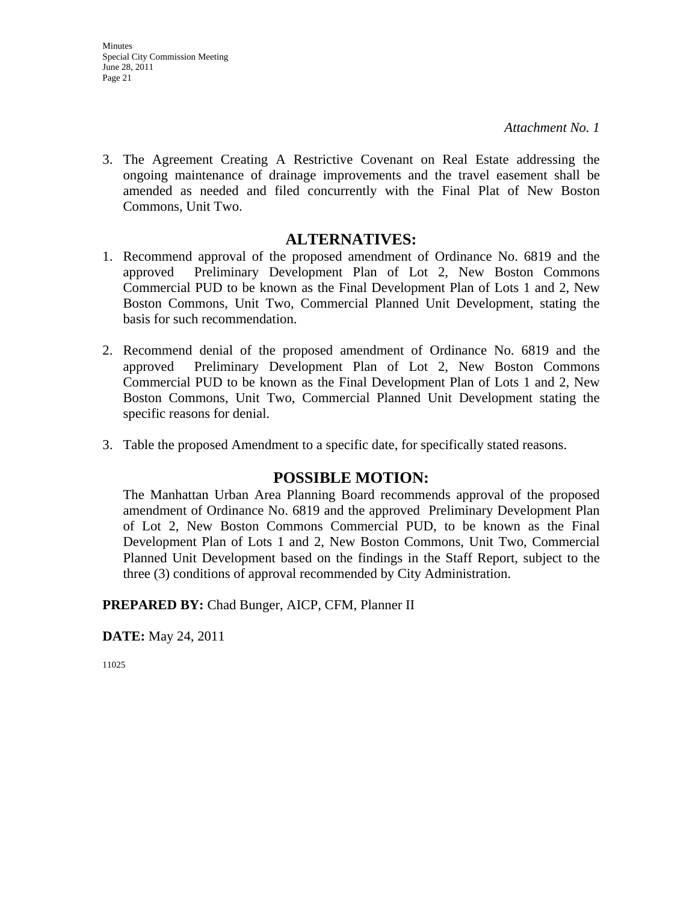*Attachment No. 1*

3. The Agreement Creating A Restrictive Covenant on Real Estate addressing the ongoing maintenance of drainage improvements and the travel easement shall be amended as needed and filed concurrently with the Final Plat of New Boston Commons, Unit Two.

## ALTERNATIVES:

1. Recommend approval of the proposed amendment of Ordinance No. 6819 and the approved Preliminary Development Plan of Lot 2, New Boston Commons Commercial PUD to be known as the Final Development Plan of Lots 1 and 2, New Boston Commons, Unit Two, Commercial Planned Unit Development, stating the basis for such recommendation.

2. Recommend denial of the proposed amendment of Ordinance No. 6819 and the approved Preliminary Development Plan of Lot 2, New Boston Commons Commercial PUD to be known as the Final Development Plan of Lots 1 and 2, New Boston Commons, Unit Two, Commercial Planned Unit Development stating the specific reasons for denial.

3. Table the proposed Amendment to a specific date, for specifically stated reasons.

## POSSIBLE MOTION:

The Manhattan Urban Area Planning Board recommends approval of the proposed amendment of Ordinance No. 6819 and the approved Preliminary Development Plan of Lot 2, New Boston Commons Commercial PUD, to be known as the Final Development Plan of Lots 1 and 2, New Boston Commons, Unit Two, Commercial Planned Unit Development based on the findings in the Staff Report, subject to the three (3) conditions of approval recommended by City Administration.

**PREPARED BY:** Chad Bunger, AICP, CFM, Planner II

**DATE:** May 24, 2011

11025